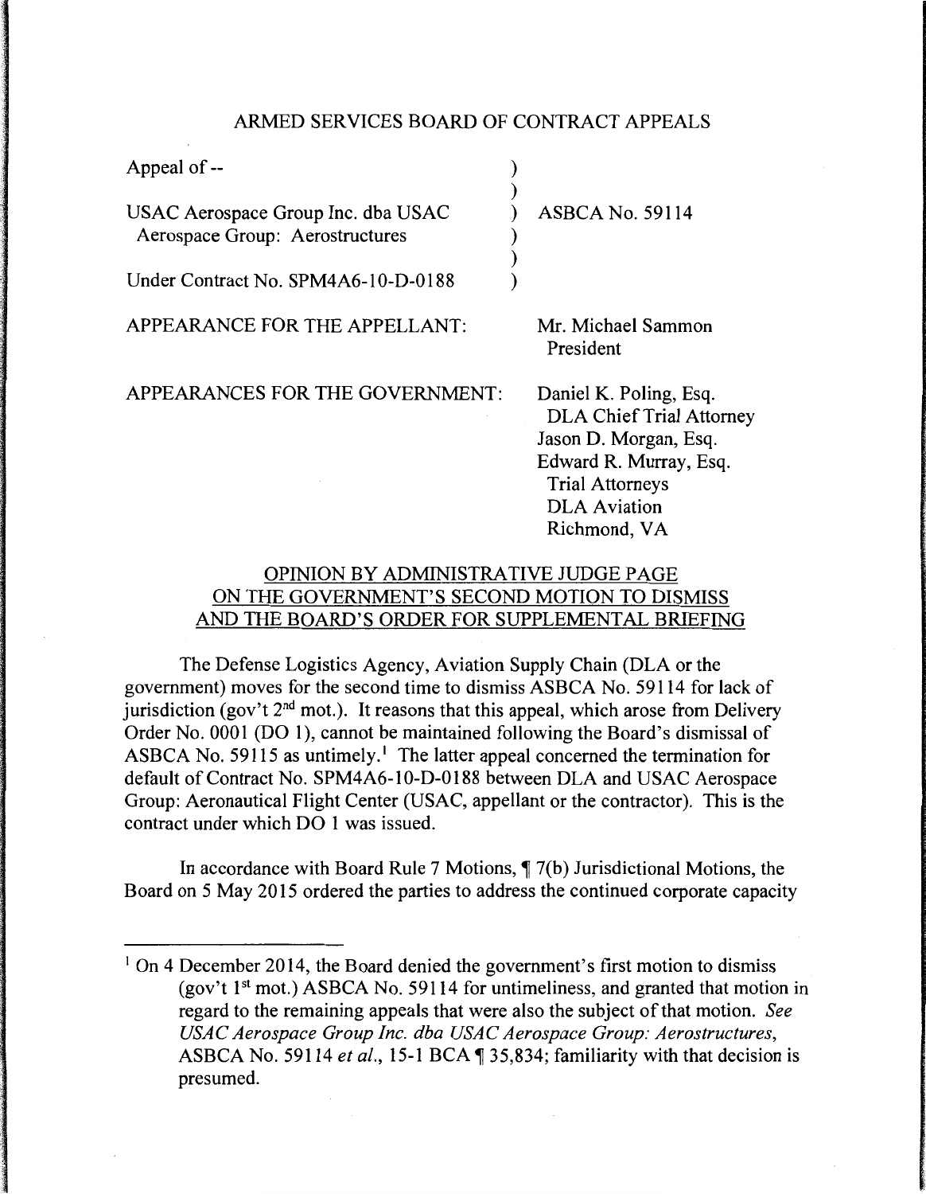## ARMED SERVICES BOARD OF CONTRACT APPEALS

| | |
|---|---|
| Appeal of -- | |
| USAC Aerospace Group Inc. dba USAC Aerospace Group: Aerostructures | ASBCA No. 59114 |
| Under Contract No. SPM4A6-10-D-0188 | |

APPEARANCE FOR THE APPELLANT: Mr. Michael Sammon
President

APPEARANCES FOR THE GOVERNMENT: Daniel K. Poling, Esq.
DLA Chief Trial Attorney
Jason D. Morgan, Esq.
Edward R. Murray, Esq.
Trial Attorneys
DLA Aviation
Richmond, VA

### OPINION BY ADMINISTRATIVE JUDGE PAGE ON THE GOVERNMENT'S SECOND MOTION TO DISMISS AND THE BOARD'S ORDER FOR SUPPLEMENTAL BRIEFING

The Defense Logistics Agency, Aviation Supply Chain (DLA or the government) moves for the second time to dismiss ASBCA No. 59114 for lack of jurisdiction (gov't 2nd mot.). It reasons that this appeal, which arose from Delivery Order No. 0001 (DO 1), cannot be maintained following the Board's dismissal of ASBCA No. 59115 as untimely.[1] The latter appeal concerned the termination for default of Contract No. SPM4A6-10-D-0188 between DLA and USAC Aerospace Group: Aeronautical Flight Center (USAC, appellant or the contractor). This is the contract under which DO 1 was issued.

In accordance with Board Rule 7 Motions, ¶ 7(b) Jurisdictional Motions, the Board on 5 May 2015 ordered the parties to address the continued corporate capacity

[1] On 4 December 2014, the Board denied the government's first motion to dismiss (gov't 1st mot.) ASBCA No. 59114 for untimeliness, and granted that motion in regard to the remaining appeals that were also the subject of that motion. *See USAC Aerospace Group Inc. dba USAC Aerospace Group: Aerostructures*, ASBCA No. 59114 *et al.*, 15-1 BCA ¶ 35,834; familiarity with that decision is presumed.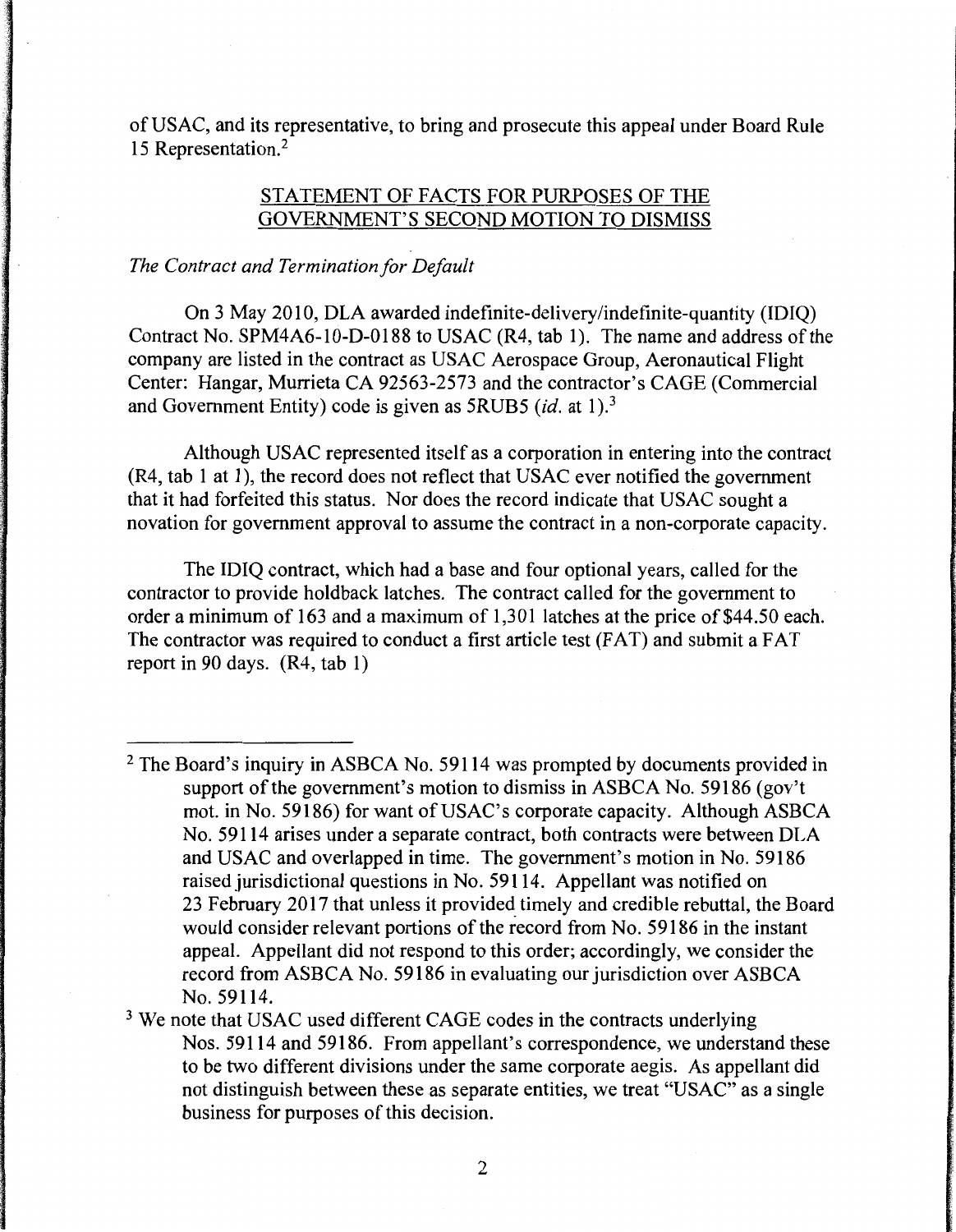of USAC, and its representative, to bring and prosecute this appeal under Board Rule 15 Representation.[2]

## STATEMENT OF FACTS FOR PURPOSES OF THE GOVERNMENT'S SECOND MOTION TO DISMISS

*The Contract and Termination for Default*

On 3 May 2010, DLA awarded indefinite-delivery/indefinite-quantity (IDIQ) Contract No. SPM4A6-10-D-0188 to USAC (R4, tab 1). The name and address of the company are listed in the contract as USAC Aerospace Group, Aeronautical Flight Center: Hangar, Murrieta CA 92563-2573 and the contractor's CAGE (Commercial and Government Entity) code is given as 5RUB5 (*id.* at 1).[3]

Although USAC represented itself as a corporation in entering into the contract (R4, tab 1 at 1), the record does not reflect that USAC ever notified the government that it had forfeited this status. Nor does the record indicate that USAC sought a novation for government approval to assume the contract in a non-corporate capacity.

The IDIQ contract, which had a base and four optional years, called for the contractor to provide holdback latches. The contract called for the government to order a minimum of 163 and a maximum of 1,301 latches at the price of $44.50 each. The contractor was required to conduct a first article test (FAT) and submit a FAT report in 90 days. (R4, tab 1)

---

[2] The Board's inquiry in ASBCA No. 59114 was prompted by documents provided in support of the government's motion to dismiss in ASBCA No. 59186 (gov't mot. in No. 59186) for want of USAC's corporate capacity. Although ASBCA No. 59114 arises under a separate contract, both contracts were between DLA and USAC and overlapped in time. The government's motion in No. 59186 raised jurisdictional questions in No. 59114. Appellant was notified on 23 February 2017 that unless it provided timely and credible rebuttal, the Board would consider relevant portions of the record from No. 59186 in the instant appeal. Appellant did not respond to this order; accordingly, we consider the record from ASBCA No. 59186 in evaluating our jurisdiction over ASBCA No. 59114.

[3] We note that USAC used different CAGE codes in the contracts underlying Nos. 59114 and 59186. From appellant's correspondence, we understand these to be two different divisions under the same corporate aegis. As appellant did not distinguish between these as separate entities, we treat "USAC" as a single business for purposes of this decision.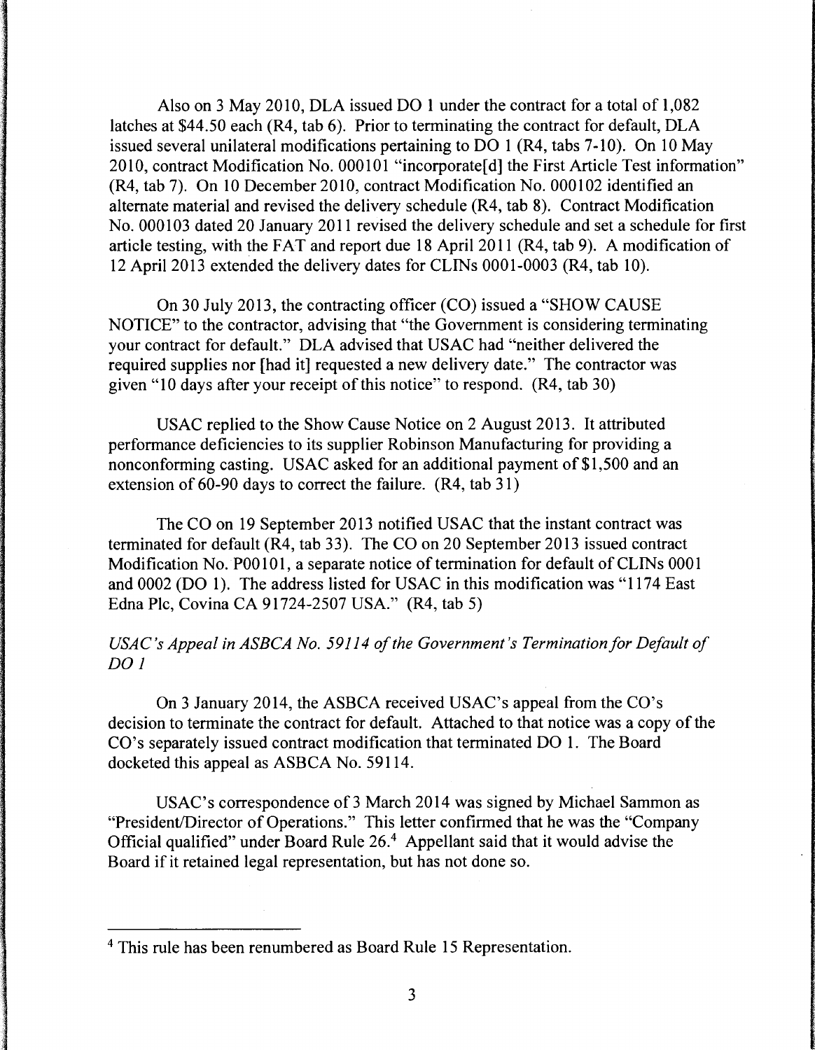Also on 3 May 2010, DLA issued DO 1 under the contract for a total of 1,082 latches at $44.50 each (R4, tab 6). Prior to terminating the contract for default, DLA issued several unilateral modifications pertaining to DO 1 (R4, tabs 7-10). On 10 May 2010, contract Modification No. 000101 "incorporate[d] the First Article Test information" (R4, tab 7). On 10 December 2010, contract Modification No. 000102 identified an alternate material and revised the delivery schedule (R4, tab 8). Contract Modification No. 000103 dated 20 January 2011 revised the delivery schedule and set a schedule for first article testing, with the FAT and report due 18 April 2011 (R4, tab 9). A modification of 12 April 2013 extended the delivery dates for CLINs 0001-0003 (R4, tab 10).

On 30 July 2013, the contracting officer (CO) issued a "SHOW CAUSE NOTICE" to the contractor, advising that "the Government is considering terminating your contract for default." DLA advised that USAC had "neither delivered the required supplies nor [had it] requested a new delivery date." The contractor was given "10 days after your receipt of this notice" to respond. (R4, tab 30)

USAC replied to the Show Cause Notice on 2 August 2013. It attributed performance deficiencies to its supplier Robinson Manufacturing for providing a nonconforming casting. USAC asked for an additional payment of $1,500 and an extension of 60-90 days to correct the failure. (R4, tab 31)

The CO on 19 September 2013 notified USAC that the instant contract was terminated for default (R4, tab 33). The CO on 20 September 2013 issued contract Modification No. P00101, a separate notice of termination for default of CLINs 0001 and 0002 (DO 1). The address listed for USAC in this modification was "1174 East Edna Plc, Covina CA 91724-2507 USA." (R4, tab 5)

*USAC's Appeal in ASBCA No. 59114 of the Government's Termination for Default of DO 1*

On 3 January 2014, the ASBCA received USAC's appeal from the CO's decision to terminate the contract for default. Attached to that notice was a copy of the CO's separately issued contract modification that terminated DO 1. The Board docketed this appeal as ASBCA No. 59114.

USAC's correspondence of 3 March 2014 was signed by Michael Sammon as "President/Director of Operations." This letter confirmed that he was the "Company Official qualified" under Board Rule 26.[4] Appellant said that it would advise the Board if it retained legal representation, but has not done so.

---

[4] This rule has been renumbered as Board Rule 15 Representation.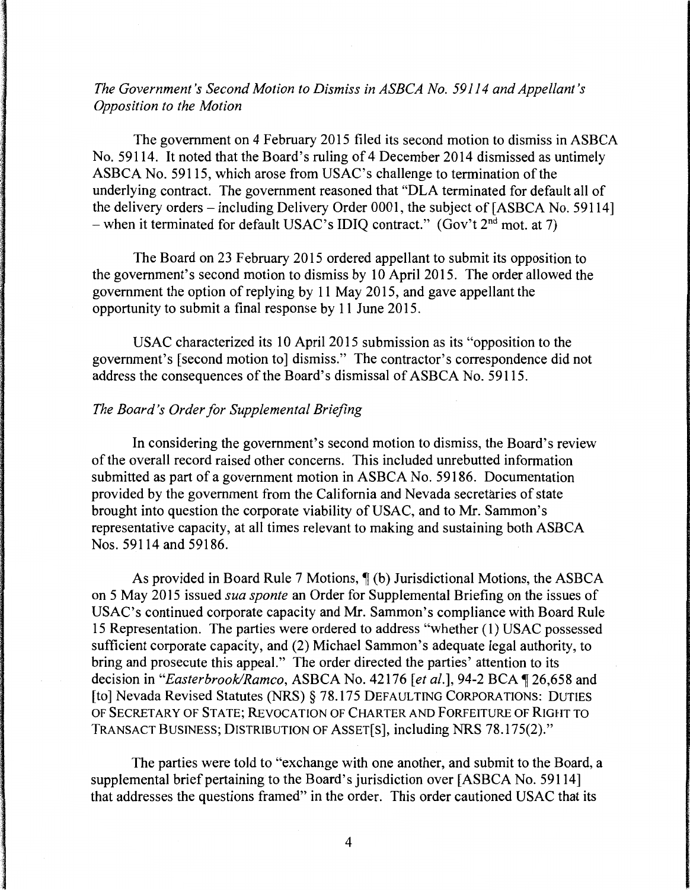*The Government's Second Motion to Dismiss in ASBCA No. 59114 and Appellant's Opposition to the Motion*

The government on 4 February 2015 filed its second motion to dismiss in ASBCA No. 59114. It noted that the Board's ruling of 4 December 2014 dismissed as untimely ASBCA No. 59115, which arose from USAC's challenge to termination of the underlying contract. The government reasoned that "DLA terminated for default all of the delivery orders – including Delivery Order 0001, the subject of [ASBCA No. 59114] – when it terminated for default USAC's IDIQ contract." (Gov't 2nd mot. at 7)

The Board on 23 February 2015 ordered appellant to submit its opposition to the government's second motion to dismiss by 10 April 2015. The order allowed the government the option of replying by 11 May 2015, and gave appellant the opportunity to submit a final response by 11 June 2015.

USAC characterized its 10 April 2015 submission as its "opposition to the government's [second motion to] dismiss." The contractor's correspondence did not address the consequences of the Board's dismissal of ASBCA No. 59115.

*The Board's Order for Supplemental Briefing*

In considering the government's second motion to dismiss, the Board's review of the overall record raised other concerns. This included unrebutted information submitted as part of a government motion in ASBCA No. 59186. Documentation provided by the government from the California and Nevada secretaries of state brought into question the corporate viability of USAC, and to Mr. Sammon's representative capacity, at all times relevant to making and sustaining both ASBCA Nos. 59114 and 59186.

As provided in Board Rule 7 Motions, ¶ (b) Jurisdictional Motions, the ASBCA on 5 May 2015 issued *sua sponte* an Order for Supplemental Briefing on the issues of USAC's continued corporate capacity and Mr. Sammon's compliance with Board Rule 15 Representation. The parties were ordered to address "whether (1) USAC possessed sufficient corporate capacity, and (2) Michael Sammon's adequate legal authority, to bring and prosecute this appeal." The order directed the parties' attention to its decision in "*Easterbrook/Ramco*, ASBCA No. 42176 [*et al.*], 94-2 BCA ¶ 26,658 and [to] Nevada Revised Statutes (NRS) § 78.175 DEFAULTING CORPORATIONS: DUTIES OF SECRETARY OF STATE; REVOCATION OF CHARTER AND FORFEITURE OF RIGHT TO TRANSACT BUSINESS; DISTRIBUTION OF ASSET[S], including NRS 78.175(2)."

The parties were told to "exchange with one another, and submit to the Board, a supplemental brief pertaining to the Board's jurisdiction over [ASBCA No. 59114] that addresses the questions framed" in the order. This order cautioned USAC that its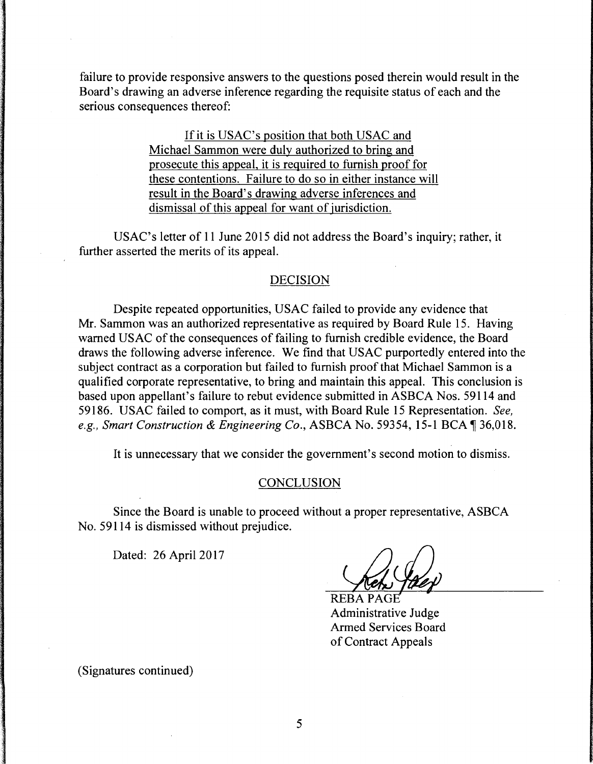failure to provide responsive answers to the questions posed therein would result in the Board's drawing an adverse inference regarding the requisite status of each and the serious consequences thereof:

> <u>If it is USAC's position that both USAC and Michael Sammon were duly authorized to bring and prosecute this appeal, it is required to furnish proof for these contentions. Failure to do so in either instance will result in the Board's drawing adverse inferences and dismissal of this appeal for want of jurisdiction.</u>

USAC's letter of 11 June 2015 did not address the Board's inquiry; rather, it further asserted the merits of its appeal.

## DECISION

Despite repeated opportunities, USAC failed to provide any evidence that Mr. Sammon was an authorized representative as required by Board Rule 15. Having warned USAC of the consequences of failing to furnish credible evidence, the Board draws the following adverse inference. We find that USAC purportedly entered into the subject contract as a corporation but failed to furnish proof that Michael Sammon is a qualified corporate representative, to bring and maintain this appeal. This conclusion is based upon appellant's failure to rebut evidence submitted in ASBCA Nos. 59114 and 59186. USAC failed to comport, as it must, with Board Rule 15 Representation. *See, e.g., Smart Construction & Engineering Co.*, ASBCA No. 59354, 15-1 BCA ¶ 36,018.

It is unnecessary that we consider the government's second motion to dismiss.

## CONCLUSION

Since the Board is unable to proceed without a proper representative, ASBCA No. 59114 is dismissed without prejudice.

Dated: 26 April 2017

REBA PAGE
Administrative Judge
Armed Services Board
of Contract Appeals

(Signatures continued)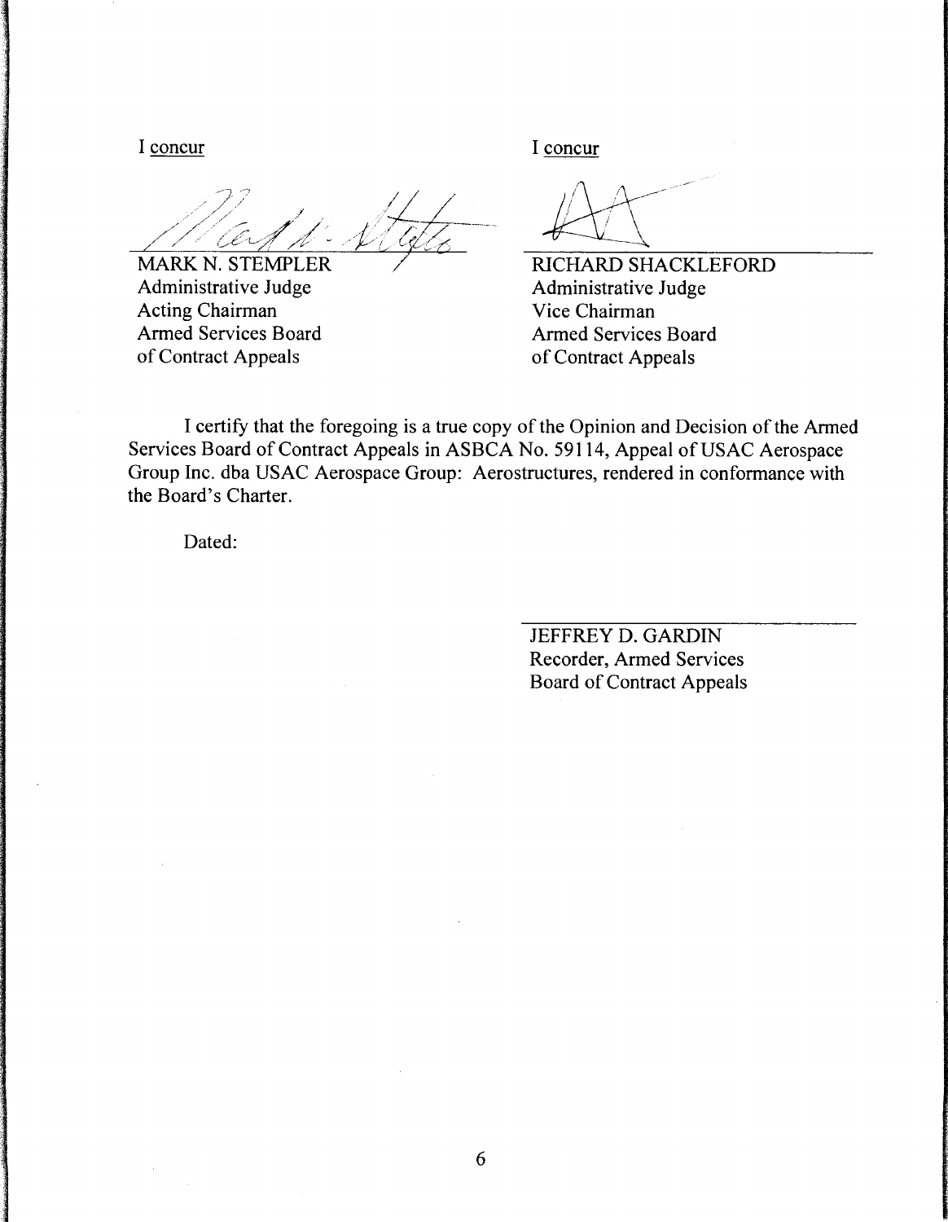I concur

MARK N. STEMPLER
Administrative Judge
Acting Chairman
Armed Services Board
of Contract Appeals

I concur

RICHARD SHACKLEFORD
Administrative Judge
Vice Chairman
Armed Services Board
of Contract Appeals

I certify that the foregoing is a true copy of the Opinion and Decision of the Armed Services Board of Contract Appeals in ASBCA No. 59114, Appeal of USAC Aerospace Group Inc. dba USAC Aerospace Group: Aerostructures, rendered in conformance with the Board's Charter.

Dated:

JEFFREY D. GARDIN
Recorder, Armed Services
Board of Contract Appeals